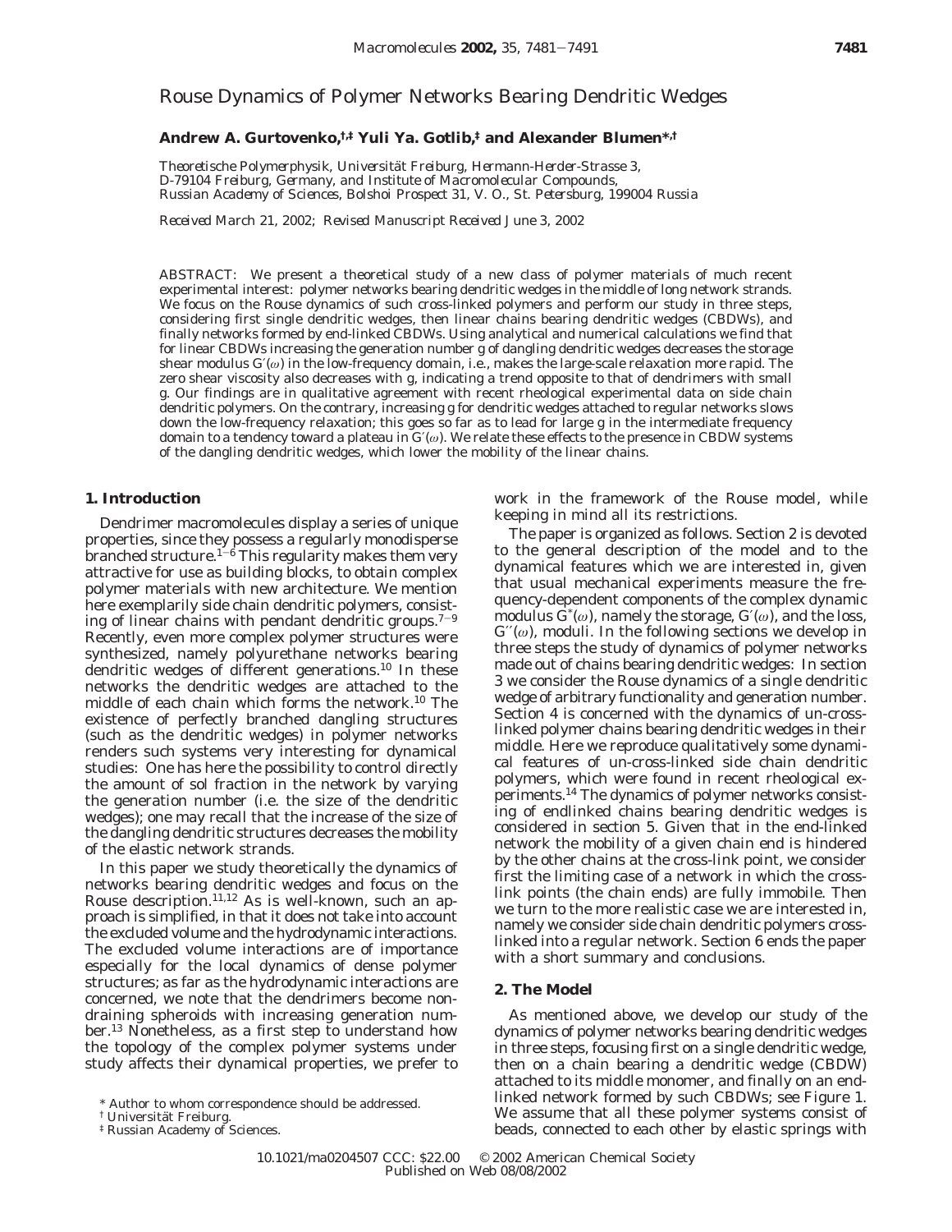# Rouse Dynamics of Polymer Networks Bearing Dendritic Wedges

**Andrew A. Gurtovenko,[†,‡] Yuli Ya. Gotlib,[‡] and Alexander Blumen*[,†]**

*Theoretische Polymerphysik, Universität Freiburg, Hermann-Herder-Strasse 3, D-79104 Freiburg, Germany, and Institute of Macromolecular Compounds, Russian Academy of Sciences, Bolshoi Prospect 31, V. O., St. Petersburg, 199004 Russia*

*Received March 21, 2002; Revised Manuscript Received June 3, 2002*

ABSTRACT: We present a theoretical study of a new class of polymer materials of much recent experimental interest: polymer networks bearing dendritic wedges in the middle of long network strands. We focus on the Rouse dynamics of such cross-linked polymers and perform our study in three steps, considering first single dendritic wedges, then linear chains bearing dendritic wedges (CBDWs), and finally networks formed by end-linked CBDWs. Using analytical and numerical calculations we find that for linear CBDWs increasing the generation number g of dangling dendritic wedges decreases the storage shear modulus $G'(\omega)$ in the low-frequency domain, i.e., makes the large-scale relaxation more rapid. The zero shear viscosity also decreases with g, indicating a trend opposite to that of dendrimers with small g. Our findings are in qualitative agreement with recent rheological experimental data on side chain dendritic polymers. On the contrary, increasing g for dendritic wedges attached to regular networks slows down the low-frequency relaxation; this goes so far as to lead for large g in the intermediate frequency domain to a tendency toward a plateau in $G'(\omega)$. We relate these effects to the presence in CBDW systems of the dangling dendritic wedges, which lower the mobility of the linear chains.

## 1. Introduction

Dendrimer macromolecules display a series of unique properties, since they possess a regularly monodisperse branched structure.[1-6] This regularity makes them very attractive for use as building blocks, to obtain complex polymer materials with new architecture. We mention here exemplarily side chain dendritic polymers, consisting of linear chains with pendant dendritic groups.[7-9] Recently, even more complex polymer structures were synthesized, namely polyurethane networks bearing dendritic wedges of different generations.[10] In these networks the dendritic wedges are attached to the middle of each chain which forms the network.[10] The existence of perfectly branched dangling structures (such as the dendritic wedges) in polymer networks renders such systems very interesting for dynamical studies: One has here the possibility to control directly the amount of sol fraction in the network by varying the generation number (i.e. the size of the dendritic wedges); one may recall that the increase of the size of the dangling dendritic structures decreases the mobility of the elastic network strands.

In this paper we study theoretically the dynamics of networks bearing dendritic wedges and focus on the Rouse description.[11,12] As is well-known, such an approach is simplified, in that it does not take into account the excluded volume and the hydrodynamic interactions. The excluded volume interactions are of importance especially for the local dynamics of dense polymer structures; as far as the hydrodynamic interactions are concerned, we note that the dendrimers become non-draining spheroids with increasing generation number.[13] Nonetheless, as a first step to understand how the topology of the complex polymer systems under study affects their dynamical properties, we prefer to work in the framework of the Rouse model, while keeping in mind all its restrictions.

The paper is organized as follows. Section 2 is devoted to the general description of the model and to the dynamical features which we are interested in, given that usual mechanical experiments measure the frequency-dependent components of the complex dynamic modulus $G^*(\omega)$, namely the storage, $G'(\omega)$, and the loss, $G''(\omega)$, moduli. In the following sections we develop in three steps the study of dynamics of polymer networks made out of chains bearing dendritic wedges: In section 3 we consider the Rouse dynamics of a single dendritic wedge of arbitrary functionality and generation number. Section 4 is concerned with the dynamics of un-cross-linked polymer chains bearing dendritic wedges in their middle. Here we reproduce qualitatively some dynamical features of un-cross-linked side chain dendritic polymers, which were found in recent rheological experiments.[14] The dynamics of polymer networks consisting of endlinked chains bearing dendritic wedges is considered in section 5. Given that in the end-linked network the mobility of a given chain end is hindered by the other chains at the cross-link point, we consider first the limiting case of a network in which the cross-link points (the chain ends) are fully immobile. Then we turn to the more realistic case we are interested in, namely we consider side chain dendritic polymers cross-linked into a regular network. Section 6 ends the paper with a short summary and conclusions.

## 2. The Model

As mentioned above, we develop our study of the dynamics of polymer networks bearing dendritic wedges in three steps, focusing first on a single dendritic wedge, then on a chain bearing a dendritic wedge (CBDW) attached to its middle monomer, and finally on an end-linked network formed by such CBDWs; see Figure 1. We assume that all these polymer systems consist of beads, connected to each other by elastic springs with

\* Author to whom correspondence should be addressed.

[†] Universität Freiburg.

[‡] Russian Academy of Sciences.

10.1021/ma0204507 CCC: $22.00 © 2002 American Chemical Society
Published on Web 08/08/2002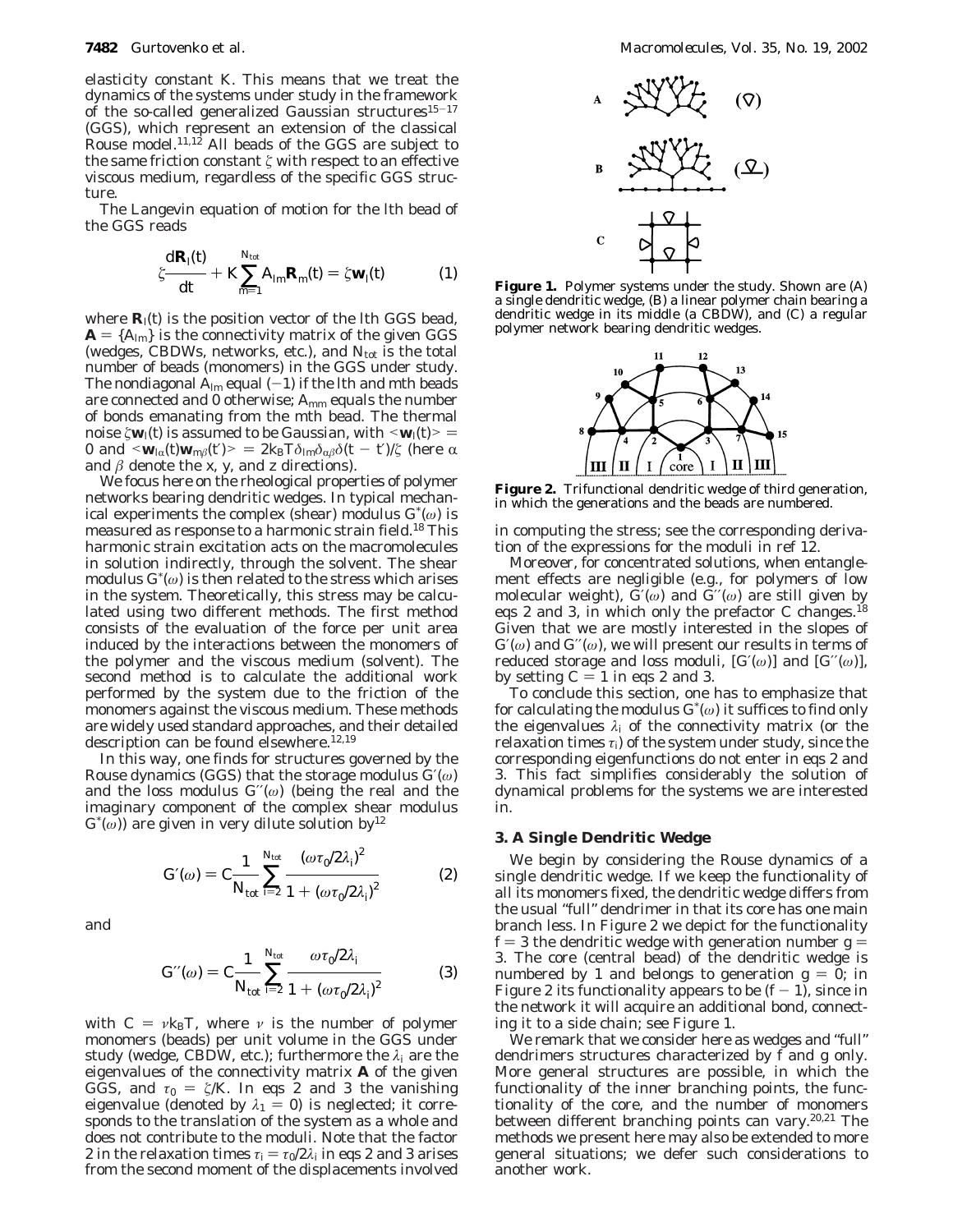elasticity constant $K$. This means that we treat the dynamics of the systems under study in the framework of the so-called generalized Gaussian structures[15-17] (GGS), which represent an extension of the classical Rouse model.[11,12] All beads of the GGS are subject to the same friction constant $\zeta$ with respect to an effective viscous medium, regardless of the specific GGS structure.

The Langevin equation of motion for the $l$th bead of the GGS reads

$$\zeta \frac{d\mathbf{R}_l(t)}{dt} + K \sum_{m=1}^{N_{tot}} A_{lm} \mathbf{R}_m(t) = \zeta \mathbf{w}_l(t) \qquad (1)$$

where $\mathbf{R}_l(t)$ is the position vector of the $l$th GGS bead, $\mathbf{A} = \{A_{lm}\}$ is the connectivity matrix of the given GGS (wedges, CBDWs, networks, etc.), and $N_{tot}$ is the total number of beads (monomers) in the GGS under study. The nondiagonal $A_{lm}$ equal $(-1)$ if the $l$th and $m$th beads are connected and 0 otherwise; $A_{mm}$ equals the number of bonds emanating from the $m$th bead. The thermal noise $\zeta \mathbf{w}_l(t)$ is assumed to be Gaussian, with $\langle \mathbf{w}_l(t) \rangle = 0$ and $\langle \mathbf{w}_{l\alpha}(t) \mathbf{w}_{m\beta}(t') \rangle = 2k_BT\delta_{lm}\delta_{\alpha\beta}\delta(t - t')/\zeta$ (here $\alpha$ and $\beta$ denote the $x$, $y$, and $z$ directions).

We focus here on the rheological properties of polymer networks bearing dendritic wedges. In typical mechanical experiments the complex (shear) modulus $G^*(\omega)$ is measured as response to a harmonic strain field.[18] This harmonic strain excitation acts on the macromolecules in solution indirectly, through the solvent. The shear modulus $G^*(\omega)$ is then related to the stress which arises in the system. Theoretically, this stress may be calculated using two different methods. The first method consists of the evaluation of the force per unit area induced by the interactions between the monomers of the polymer and the viscous medium (solvent). The second method is to calculate the additional work performed by the system due to the friction of the monomers against the viscous medium. These methods are widely used standard approaches, and their detailed description can be found elsewhere.[12,19]

In this way, one finds for structures governed by the Rouse dynamics (GGS) that the storage modulus $G'(\omega)$ and the loss modulus $G''(\omega)$ (being the real and the imaginary component of the complex shear modulus $G^*(\omega)$) are given in very dilute solution by[12]

$$G'(\omega) = C \frac{1}{N_{tot}} \sum_{i=2}^{N_{tot}} \frac{(\omega\tau_0/2\lambda_i)^2}{1 + (\omega\tau_0/2\lambda_i)^2} \qquad (2)$$

and

$$G''(\omega) = C \frac{1}{N_{tot}} \sum_{i=2}^{N_{tot}} \frac{\omega\tau_0/2\lambda_i}{1 + (\omega\tau_0/2\lambda_i)^2} \qquad (3)$$

with $C = \nu k_BT$, where $\nu$ is the number of polymer monomers (beads) per unit volume in the GGS under study (wedge, CBDW, etc.); furthermore the $\lambda_i$ are the eigenvalues of the connectivity matrix $\mathbf{A}$ of the given GGS, and $\tau_0 = \zeta/K$. In eqs 2 and 3 the vanishing eigenvalue (denoted by $\lambda_1 = 0$) is neglected; it corresponds to the translation of the system as a whole and does not contribute to the moduli. Note that the factor 2 in the relaxation times $\tau_i = \tau_0/2\lambda_i$ in eqs 2 and 3 arises from the second moment of the displacements involved in computing the stress; see the corresponding derivation of the expressions for the moduli in ref 12.

**Figure 1.** Polymer systems under the study. Shown are (A) a single dendritic wedge, (B) a linear polymer chain bearing a dendritic wedge in its middle (a CBDW), and (C) a regular polymer network bearing dendritic wedges.

**Figure 2.** Trifunctional dendritic wedge of third generation, in which the generations and the beads are numbered.

Moreover, for concentrated solutions, when entanglement effects are negligible (e.g., for polymers of low molecular weight), $G'(\omega)$ and $G''(\omega)$ are still given by eqs 2 and 3, in which only the prefactor $C$ changes.[18] Given that we are mostly interested in the slopes of $G'(\omega)$ and $G''(\omega)$, we will present our results in terms of reduced storage and loss moduli, $[G'(\omega)]$ and $[G''(\omega)]$, by setting $C = 1$ in eqs 2 and 3.

To conclude this section, one has to emphasize that for calculating the modulus $G^*(\omega)$ it suffices to find only the eigenvalues $\lambda_i$ of the connectivity matrix (or the relaxation times $\tau_i$) of the system under study, since the corresponding eigenfunctions do not enter in eqs 2 and 3. This fact simplifies considerably the solution of dynamical problems for the systems we are interested in.

### 3. A Single Dendritic Wedge

We begin by considering the Rouse dynamics of a single dendritic wedge. If we keep the functionality of all its monomers fixed, the dendritic wedge differs from the usual "full" dendrimer in that its core has one main branch less. In Figure 2 we depict for the functionality $f = 3$ the dendritic wedge with generation number $g = 3$. The core (central bead) of the dendritic wedge is numbered by 1 and belongs to generation $g = 0$; in Figure 2 its functionality appears to be $(f - 1)$, since in the network it will acquire an additional bond, connecting it to a side chain; see Figure 1.

We remark that we consider here as wedges and "full" dendrimers structures characterized by $f$ and $g$ only. More general structures are possible, in which the functionality of the inner branching points, the functionality of the core, and the number of monomers between different branching points can vary.[20,21] The methods we present here may also be extended to more general situations; we defer such considerations to another work.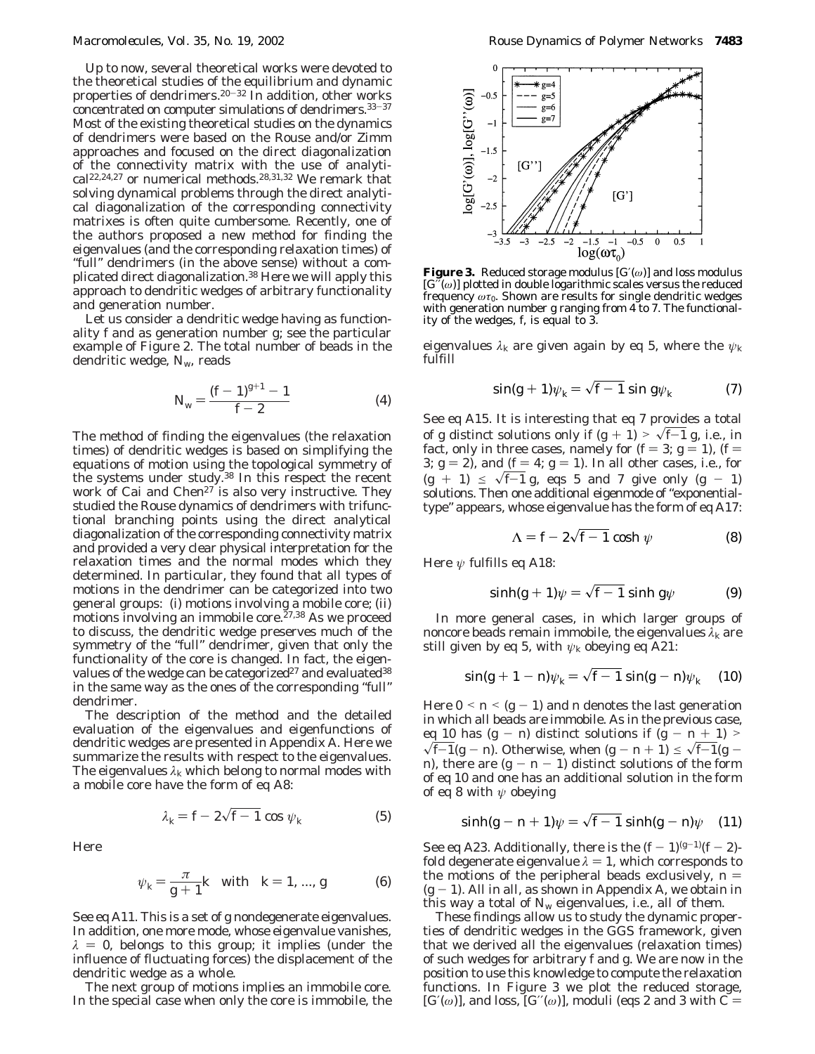Up to now, several theoretical works were devoted to the theoretical studies of the equilibrium and dynamic properties of dendrimers.[20-32] In addition, other works concentrated on computer simulations of dendrimers.[33-37] Most of the existing theoretical studies on the dynamics of dendrimers were based on the Rouse and/or Zimm approaches and focused on the direct diagonalization of the connectivity matrix with the use of analytical[22,24,27] or numerical methods.[28,31,32] We remark that solving dynamical problems through the direct analytical diagonalization of the corresponding connectivity matrixes is often quite cumbersome. Recently, one of the authors proposed a new method for finding the eigenvalues (and the corresponding relaxation times) of "full" dendrimers (in the above sense) without a complicated direct diagonalization.[38] Here we will apply this approach to dendritic wedges of arbitrary functionality and generation number.

Let us consider a dendritic wedge having as functionality $f$ and as generation number $g$; see the particular example of Figure 2. The total number of beads in the dendritic wedge, $N_w$, reads

$$N_w = \frac{(f-1)^{g+1} - 1}{f-2} \tag{4}$$

The method of finding the eigenvalues (the relaxation times) of dendritic wedges is based on simplifying the equations of motion using the topological symmetry of the systems under study.[38] In this respect the recent work of Cai and Chen[27] is also very instructive. They studied the Rouse dynamics of dendrimers with trifunctional branching points using the direct analytical diagonalization of the corresponding connectivity matrix and provided a very clear physical interpretation for the relaxation times and the normal modes which they determined. In particular, they found that all types of motions in the dendrimer can be categorized into two general groups: (i) motions involving a mobile core; (ii) motions involving an immobile core.[27,38] As we proceed to discuss, the dendritic wedge preserves much of the symmetry of the "full" dendrimer, given that only the functionality of the core is changed. In fact, the eigenvalues of the wedge can be categorized[27] and evaluated[38] in the same way as the ones of the corresponding "full" dendrimer.

The description of the method and the detailed evaluation of the eigenvalues and eigenfunctions of dendritic wedges are presented in Appendix A. Here we summarize the results with respect to the eigenvalues. The eigenvalues $\lambda_k$ which belong to normal modes with a mobile core have the form of eq A8:

$$\lambda_k = f - 2\sqrt{f-1}\cos\psi_k \tag{5}$$

Here

$$\psi_k = \frac{\pi}{g+1}k \quad \text{with} \quad k = 1, ..., g \tag{6}$$

See eq A11. This is a set of $g$ nondegenerate eigenvalues. In addition, one more mode, whose eigenvalue vanishes, $\lambda = 0$, belongs to this group; it implies (under the influence of fluctuating forces) the displacement of the dendritic wedge as a whole.

The next group of motions implies an immobile core. In the special case when only the core is immobile, the eigenvalues $\lambda_k$ are given again by eq 5, where the $\psi_k$ fulfill

$$\sin(g+1)\psi_k = \sqrt{f-1}\sin g\psi_k \tag{7}$$

See eq A15. It is interesting that eq 7 provides a total of $g$ distinct solutions only if $(g+1) > \sqrt{f-1}\,g$, i.e., in fact, only in three cases, namely for ($f = 3$; $g = 1$), ($f = 3$; $g = 2$), and ($f = 4$; $g = 1$). In all other cases, i.e., for $(g+1) \le \sqrt{f-1}\,g$, eqs 5 and 7 give only $(g-1)$ solutions. Then one additional eigenmode of "exponential-type" appears, whose eigenvalue has the form of eq A17:

$$\Lambda = f - 2\sqrt{f-1}\cosh\psi \tag{8}$$

Here $\psi$ fulfills eq A18:

$$\sinh(g+1)\psi = \sqrt{f-1}\sinh g\psi \tag{9}$$

In more general cases, in which larger groups of noncore beads remain immobile, the eigenvalues $\lambda_k$ are still given by eq 5, with $\psi_k$ obeying eq A21:

$$\sin(g+1-n)\psi_k = \sqrt{f-1}\sin(g-n)\psi_k \tag{10}$$

Here $0 < n < (g-1)$ and $n$ denotes the last generation in which all beads are immobile. As in the previous case, eq 10 has $(g-n)$ distinct solutions if $(g-n+1) > \sqrt{f-1}(g-n)$. Otherwise, when $(g-n+1) \le \sqrt{f-1}(g-n)$, there are $(g-n-1)$ distinct solutions of the form of eq 10 and one has an additional solution in the form of eq 8 with $\psi$ obeying

$$\sinh(g-n+1)\psi = \sqrt{f-1}\sinh(g-n)\psi \tag{11}$$

See eq A23. Additionally, there is the $(f-1)^{(g-1)}(f-2)$-fold degenerate eigenvalue $\lambda = 1$, which corresponds to the motions of the peripheral beads exclusively, $n = (g-1)$. All in all, as shown in Appendix A, we obtain in this way a total of $N_w$ eigenvalues, i.e., all of them.

These findings allow us to study the dynamic properties of dendritic wedges in the GGS framework, given that we derived all the eigenvalues (relaxation times) of such wedges for arbitrary $f$ and $g$. We are now in the position to use this knowledge to compute the relaxation functions. In Figure 3 we plot the reduced storage, $[G'(\omega)]$, and loss, $[G''(\omega)]$, moduli (eqs 2 and 3 with $C =$

**Figure 3.** Reduced storage modulus $[G'(\omega)]$ and loss modulus $[G''(\omega)]$ plotted in double logarithmic scales versus the reduced frequency $\omega\tau_0$. Shown are results for single dendritic wedges with generation number $g$ ranging from 4 to 7. The functionality of the wedges, $f$, is equal to 3.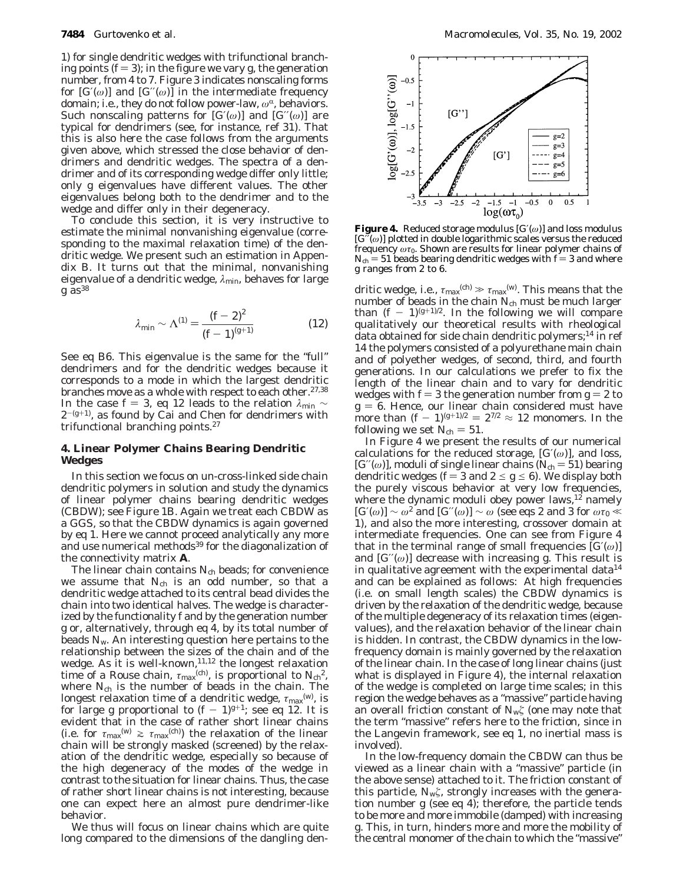1) for single dendritic wedges with trifunctional branching points ($f = 3$); in the figure we vary $g$, the generation number, from 4 to 7. Figure 3 indicates nonscaling forms for $[G'(\omega)]$ and $[G''(\omega)]$ in the intermediate frequency domain; i.e., they do not follow power-law, $\omega^\alpha$, behaviors. Such nonscaling patterns for $[G'(\omega)]$ and $[G''(\omega)]$ are typical for dendrimers (see, for instance, ref 31). That this is also here the case follows from the arguments given above, which stressed the close behavior of dendrimers and dendritic wedges. The spectra of a dendrimer and of its corresponding wedge differ only little; only $g$ eigenvalues have different values. The other eigenvalues belong both to the dendrimer and to the wedge and differ only in their degeneracy.

To conclude this section, it is very instructive to estimate the minimal nonvanishing eigenvalue (corresponding to the maximal relaxation time) of the dendritic wedge. We present such an estimation in Appendix B. It turns out that the minimal, nonvanishing eigenvalue of a dendritic wedge, $\lambda_{min}$, behaves for large $g$ as[38]

$$\lambda_{min} \sim \Lambda^{(1)} = \frac{(f-2)^2}{(f-1)^{(g+1)}} \tag{12}$$

See eq B6. This eigenvalue is the same for the "full" dendrimers and for the dendritic wedges because it corresponds to a mode in which the largest dendritic branches move as a whole with respect to each other.[27,38] In the case $f = 3$, eq 12 leads to the relation $\lambda_{min} \sim 2^{-(g+1)}$, as found by Cai and Chen for dendrimers with trifunctional branching points.[27]

## 4. Linear Polymer Chains Bearing Dendritic Wedges

In this section we focus on un-cross-linked side chain dendritic polymers in solution and study the dynamics of linear polymer chains bearing dendritic wedges (CBDW); see Figure 1B. Again we treat each CBDW as a GGS, so that the CBDW dynamics is again governed by eq 1. Here we cannot proceed analytically any more and use numerical methods[39] for the diagonalization of the connectivity matrix **A**.

The linear chain contains $N_{ch}$ beads; for convenience we assume that $N_{ch}$ is an odd number, so that a dendritic wedge attached to its central bead divides the chain into two identical halves. The wedge is characterized by the functionality $f$ and by the generation number $g$ or, alternatively, through eq 4, by its total number of beads $N_w$. An interesting question here pertains to the relationship between the sizes of the chain and of the wedge. As it is well-known,[11,12] the longest relaxation time of a Rouse chain, $\tau_{max}^{(ch)}$, is proportional to $N_{ch}^2$, where $N_{ch}$ is the number of beads in the chain. The longest relaxation time of a dendritic wedge, $\tau_{max}^{(w)}$, is for large $g$ proportional to $(f-1)^{g+1}$; see eq 12. It is evident that in the case of rather short linear chains (i.e. for $\tau_{max}^{(w)} \gtrsim \tau_{max}^{(ch)}$) the relaxation of the linear chain will be strongly masked (screened) by the relaxation of the dendritic wedge, especially so because of the high degeneracy of the modes of the wedge in contrast to the situation for linear chains. Thus, the case of rather short linear chains is not interesting, because one can expect here an almost pure dendrimer-like behavior.

We thus will focus on linear chains which are quite long compared to the dimensions of the dangling dendritic wedge, i.e., $\tau_{max}^{(ch)} \gg \tau_{max}^{(w)}$. This means that the number of beads in the chain $N_{ch}$ must be much larger than $(f-1)^{(g+1)/2}$. In the following we will compare qualitatively our theoretical results with rheological data obtained for side chain dendritic polymers;[14] in ref 14 the polymers consisted of a polyurethane main chain and of polyether wedges, of second, third, and fourth generations. In our calculations we prefer to fix the length of the linear chain and to vary for dendritic wedges with $f = 3$ the generation number from $g = 2$ to $g = 6$. Hence, our linear chain considered must have more than $(f-1)^{(g+1)/2} = 2^{7/2} \approx 12$ monomers. In the following we set $N_{ch} = 51$.

**Figure 4.** Reduced storage modulus $[G'(\omega)]$ and loss modulus $[G''(\omega)]$ plotted in double logarithmic scales versus the reduced frequency $\omega\tau_0$. Shown are results for linear polymer chains of $N_{ch} = 51$ beads bearing dendritic wedges with $f = 3$ and where $g$ ranges from 2 to 6.

In Figure 4 we present the results of our numerical calculations for the reduced storage, $[G'(\omega)]$, and loss, $[G''(\omega)]$, moduli of single linear chains ($N_{ch} = 51$) bearing dendritic wedges ($f = 3$ and $2 \le g \le 6$). We display both the purely viscous behavior at very low frequencies, where the dynamic moduli obey power laws,[12] namely $[G'(\omega)] \sim \omega^2$ and $[G''(\omega)] \sim \omega$ (see eqs 2 and 3 for $\omega\tau_0 \ll 1$), and also the more interesting, crossover domain at intermediate frequencies. One can see from Figure 4 that in the terminal range of small frequencies $[G'(\omega)]$ and $[G''(\omega)]$ decrease with increasing $g$. This result is in qualitative agreement with the experimental data[14] and can be explained as follows: At high frequencies (i.e. on small length scales) the CBDW dynamics is driven by the relaxation of the dendritic wedge, because of the multiple degeneracy of its relaxation times (eigenvalues), and the relaxation behavior of the linear chain is hidden. In contrast, the CBDW dynamics in the low-frequency domain is mainly governed by the relaxation of the linear chain. In the case of long linear chains (just what is displayed in Figure 4), the internal relaxation of the wedge is completed on large time scales; in this region the wedge behaves as a "massive" particle having an overall friction constant of $N_w\zeta$ (one may note that the term "massive" refers here to the friction, since in the Langevin framework, see eq 1, no inertial mass is involved).

In the low-frequency domain the CBDW can thus be viewed as a linear chain with a "massive" particle (in the above sense) attached to it. The friction constant of this particle, $N_w\zeta$, strongly increases with the generation number $g$ (see eq 4); therefore, the particle tends to be more and more immobile (damped) with increasing $g$. This, in turn, hinders more and more the mobility of the central monomer of the chain to which the "massive"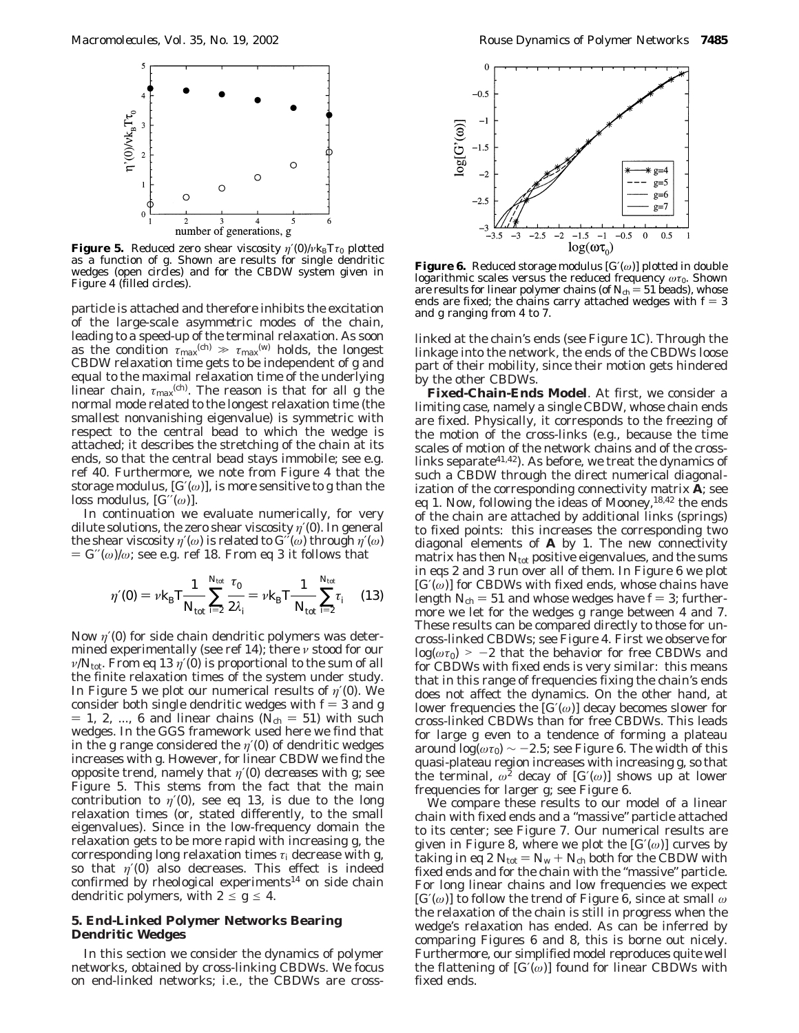**Figure 5.** Reduced zero shear viscosity $\eta'(0)/\nu k_B T \tau_0$ plotted as a function of $g$. Shown are results for single dendritic wedges (open circles) and for the CBDW system given in Figure 4 (filled circles).

particle is attached and therefore inhibits the excitation of the large-scale asymmetric modes of the chain, leading to a speed-up of the terminal relaxation. As soon as the condition $\tau_{max}^{(ch)} \gg \tau_{max}^{(w)}$ holds, the longest CBDW relaxation time gets to be independent of $g$ and equal to the maximal relaxation time of the underlying linear chain, $\tau_{max}^{(ch)}$. The reason is that for all $g$ the normal mode related to the longest relaxation time (the smallest nonvanishing eigenvalue) is symmetric with respect to the central bead to which the wedge is attached; it describes the stretching of the chain at its ends, so that the central bead stays immobile; see e.g. ref 40. Furthermore, we note from Figure 4 that the storage modulus, $[G'(\omega)]$, is more sensitive to $g$ than the loss modulus, $[G''(\omega)]$.

In continuation we evaluate numerically, for very dilute solutions, the zero shear viscosity $\eta'(0)$. In general the shear viscosity $\eta'(\omega)$ is related to $G''(\omega)$ through $\eta'(\omega) = G''(\omega)/\omega$; see e.g. ref 18. From eq 3 it follows that

$$\eta'(0) = \nu k_B T \frac{1}{N_{tot}} \sum_{i=2}^{N_{tot}} \frac{\tau_0}{2\lambda_i} = \nu k_B T \frac{1}{N_{tot}} \sum_{i=2}^{N_{tot}} \tau_i \quad (13)$$

Now $\eta'(0)$ for side chain dendritic polymers was determined experimentally (see ref 14); there $\nu$ stood for our $\nu/N_{tot}$. From eq 13 $\eta'(0)$ is proportional to the sum of all the finite relaxation times of the system under study. In Figure 5 we plot our numerical results of $\eta'(0)$. We consider both single dendritic wedges with $f = 3$ and $g = 1, 2, ..., 6$ and linear chains ($N_{ch} = 51$) with such wedges. In the GGS framework used here we find that in the $g$ range considered the $\eta'(0)$ of dendritic wedges increases with $g$. However, for linear CBDW we find the opposite trend, namely that $\eta'(0)$ decreases with $g$; see Figure 5. This stems from the fact that the main contribution to $\eta'(0)$, see eq 13, is due to the long relaxation times (or, stated differently, to the small eigenvalues). Since in the low-frequency domain the relaxation gets to be more rapid with increasing $g$, the corresponding long relaxation times $\tau_i$ decrease with $g$, so that $\eta'(0)$ also decreases. This effect is indeed confirmed by rheological experiments[14] on side chain dendritic polymers, with $2 \leq g \leq 4$.

## 5. End-Linked Polymer Networks Bearing Dendritic Wedges

In this section we consider the dynamics of polymer networks, obtained by cross-linking CBDWs. We focus on end-linked networks; i.e., the CBDWs are cross-

**Figure 6.** Reduced storage modulus $[G'(\omega)]$ plotted in double logarithmic scales versus the reduced frequency $\omega\tau_0$. Shown are results for linear polymer chains (of $N_{ch} = 51$ beads), whose ends are fixed; the chains carry attached wedges with $f = 3$ and $g$ ranging from 4 to 7.

linked at the chain's ends (see Figure 1C). Through the linkage into the network, the ends of the CBDWs loose part of their mobility, since their motion gets hindered by the other CBDWs.

**Fixed-Chain-Ends Model**. At first, we consider a limiting case, namely a single CBDW, whose chain ends are fixed. Physically, it corresponds to the freezing of the motion of the cross-links (e.g., because the time scales of motion of the network chains and of the cross-links separate[41,42]). As before, we treat the dynamics of such a CBDW through the direct numerical diagonalization of the corresponding connectivity matrix **A**; see eq 1. Now, following the ideas of Mooney,[18,42] the ends of the chain are attached by additional links (springs) to fixed points: this increases the corresponding two diagonal elements of **A** by 1. The new connectivity matrix has then $N_{tot}$ positive eigenvalues, and the sums in eqs 2 and 3 run over all of them. In Figure 6 we plot $[G'(\omega)]$ for CBDWs with fixed ends, whose chains have length $N_{ch} = 51$ and whose wedges have $f = 3$; furthermore we let for the wedges $g$ range between 4 and 7. These results can be compared directly to those for uncross-linked CBDWs; see Figure 4. First we observe for $\log(\omega\tau_0) > -2$ that the behavior for free CBDWs and for CBDWs with fixed ends is very similar: this means that in this range of frequencies fixing the chain's ends does not affect the dynamics. On the other hand, at lower frequencies the $[G'(\omega)]$ decay becomes slower for cross-linked CBDWs than for free CBDWs. This leads for large $g$ even to a tendence of forming a plateau around $\log(\omega\tau_0) \sim -2.5$; see Figure 6. The width of this quasi-plateau region increases with increasing $g$, so that the terminal, $\omega^2$ decay of $[G'(\omega)]$ shows up at lower frequencies for larger $g$; see Figure 6.

We compare these results to our model of a linear chain with fixed ends and a "massive" particle attached to its center; see Figure 7. Our numerical results are given in Figure 8, where we plot the $[G'(\omega)]$ curves by taking in eq 2 $N_{tot} = N_w + N_{ch}$ both for the CBDW with fixed ends and for the chain with the "massive" particle. For long linear chains and low frequencies we expect $[G'(\omega)]$ to follow the trend of Figure 6, since at small $\omega$ the relaxation of the chain is still in progress when the wedge's relaxation has ended. As can be inferred by comparing Figures 6 and 8, this is borne out nicely. Furthermore, our simplified model reproduces quite well the flattening of $[G'(\omega)]$ found for linear CBDWs with fixed ends.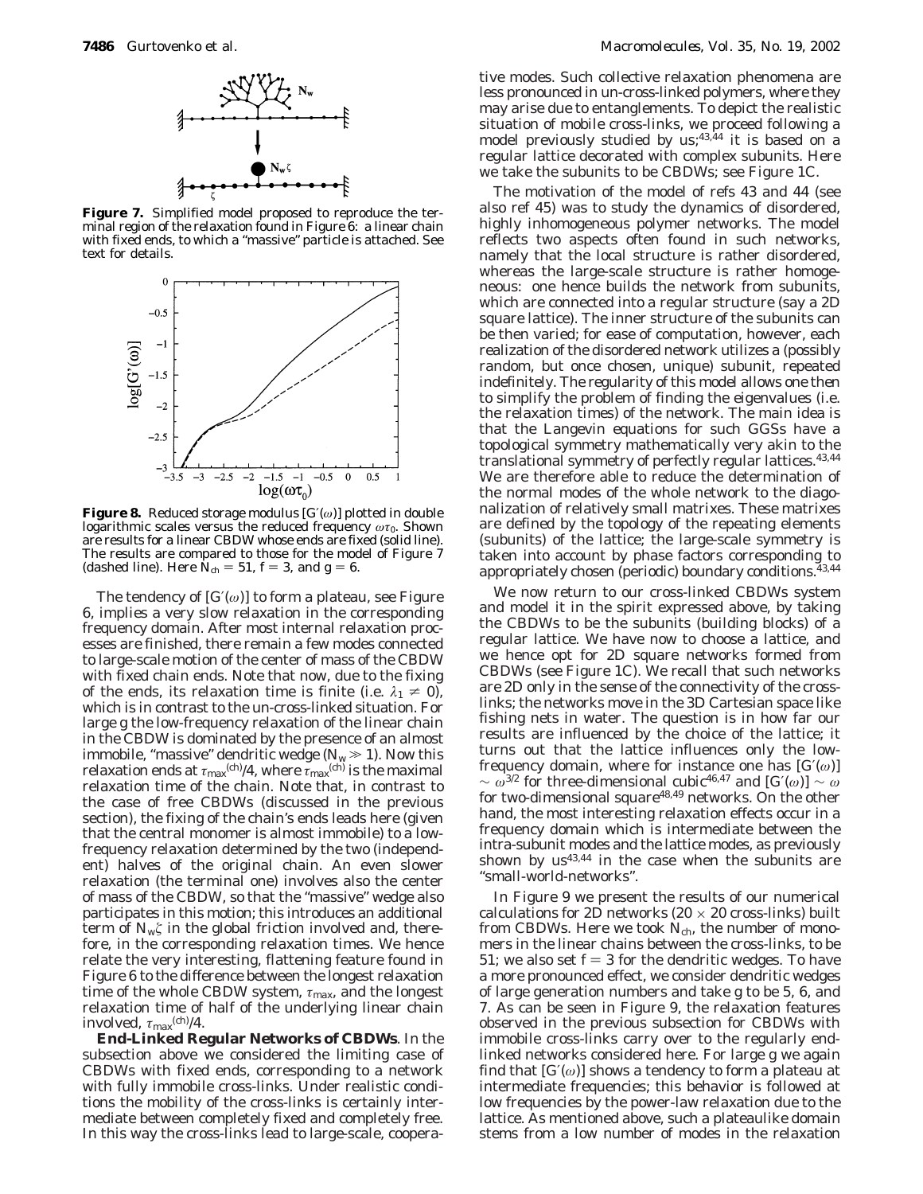**Figure 7.** Simplified model proposed to reproduce the terminal region of the relaxation found in Figure 6: a linear chain with fixed ends, to which a "massive" particle is attached. See text for details.

**Figure 8.** Reduced storage modulus $[G'(\omega)]$ plotted in double logarithmic scales versus the reduced frequency $\omega\tau_0$. Shown are results for a linear CBDW whose ends are fixed (solid line). The results are compared to those for the model of Figure 7 (dashed line). Here $N_{ch} = 51$, $f = 3$, and $g = 6$.

The tendency of $[G'(\omega)]$ to form a plateau, see Figure 6, implies a very slow relaxation in the corresponding frequency domain. After most internal relaxation processes are finished, there remain a few modes connected to large-scale motion of the center of mass of the CBDW with fixed chain ends. Note that now, due to the fixing of the ends, its relaxation time is finite (i.e. $\lambda_1 \neq 0$), which is in contrast to the un-cross-linked situation. For large g the low-frequency relaxation of the linear chain in the CBDW is dominated by the presence of an almost immobile, "massive" dendritic wedge ($N_w \gg 1$). Now this relaxation ends at $\tau_{max}^{(ch)}/4$, where $\tau_{max}^{(ch)}$ is the maximal relaxation time of the chain. Note that, in contrast to the case of free CBDWs (discussed in the previous section), the fixing of the chain's ends leads here (given that the central monomer is almost immobile) to a low-frequency relaxation determined by the two (independent) halves of the original chain. An even slower relaxation (the terminal one) involves also the center of mass of the CBDW, so that the "massive" wedge also participates in this motion; this introduces an additional term of $N_w\zeta$ in the global friction involved and, therefore, in the corresponding relaxation times. We hence relate the very interesting, flattening feature found in Figure 6 to the difference between the longest relaxation time of the whole CBDW system, $\tau_{max}$, and the longest relaxation time of half of the underlying linear chain involved, $\tau_{max}^{(ch)}/4$.

**End-Linked Regular Networks of CBDWs**. In the subsection above we considered the limiting case of CBDWs with fixed ends, corresponding to a network with fully immobile cross-links. Under realistic conditions the mobility of the cross-links is certainly intermediate between completely fixed and completely free. In this way the cross-links lead to large-scale, cooperative modes. Such collective relaxation phenomena are less pronounced in un-cross-linked polymers, where they may arise due to entanglements. To depict the realistic situation of mobile cross-links, we proceed following a model previously studied by us;[43,44] it is based on a regular lattice decorated with complex subunits. Here we take the subunits to be CBDWs; see Figure 1C.

The motivation of the model of refs 43 and 44 (see also ref 45) was to study the dynamics of disordered, highly inhomogeneous polymer networks. The model reflects two aspects often found in such networks, namely that the local structure is rather disordered, whereas the large-scale structure is rather homogeneous: one hence builds the network from subunits, which are connected into a regular structure (say a 2D square lattice). The inner structure of the subunits can be then varied; for ease of computation, however, each realization of the disordered network utilizes a (possibly random, but once chosen, unique) subunit, repeated indefinitely. The regularity of this model allows one then to simplify the problem of finding the eigenvalues (i.e. the relaxation times) of the network. The main idea is that the Langevin equations for such GGSs have a topological symmetry mathematically very akin to the translational symmetry of perfectly regular lattices.[43,44] We are therefore able to reduce the determination of the normal modes of the whole network to the diagonalization of relatively small matrixes. These matrixes are defined by the topology of the repeating elements (subunits) of the lattice; the large-scale symmetry is taken into account by phase factors corresponding to appropriately chosen (periodic) boundary conditions.[43,44]

We now return to our cross-linked CBDWs system and model it in the spirit expressed above, by taking the CBDWs to be the subunits (building blocks) of a regular lattice. We have now to choose a lattice, and we hence opt for 2D square networks formed from CBDWs (see Figure 1C). We recall that such networks are 2D only in the sense of the connectivity of the cross-links; the networks move in the 3D Cartesian space like fishing nets in water. The question is in how far our results are influenced by the choice of the lattice; it turns out that the lattice influences only the low-frequency domain, where for instance one has $[G'(\omega)] \sim \omega^{3/2}$ for three-dimensional cubic[46,47] and $[G'(\omega)] \sim \omega$ for two-dimensional square[48,49] networks. On the other hand, the most interesting relaxation effects occur in a frequency domain which is intermediate between the intra-subunit modes and the lattice modes, as previously shown by us[43,44] in the case when the subunits are "small-world-networks".

In Figure 9 we present the results of our numerical calculations for 2D networks (20 × 20 cross-links) built from CBDWs. Here we took $N_{ch}$, the number of monomers in the linear chains between the cross-links, to be 51; we also set $f = 3$ for the dendritic wedges. To have a more pronounced effect, we consider dendritic wedges of large generation numbers and take g to be 5, 6, and 7. As can be seen in Figure 9, the relaxation features observed in the previous subsection for CBDWs with immobile cross-links carry over to the regularly end-linked networks considered here. For large g we again find that $[G'(\omega)]$ shows a tendency to form a plateau at intermediate frequencies; this behavior is followed at low frequencies by the power-law relaxation due to the lattice. As mentioned above, such a plateaulike domain stems from a low number of modes in the relaxation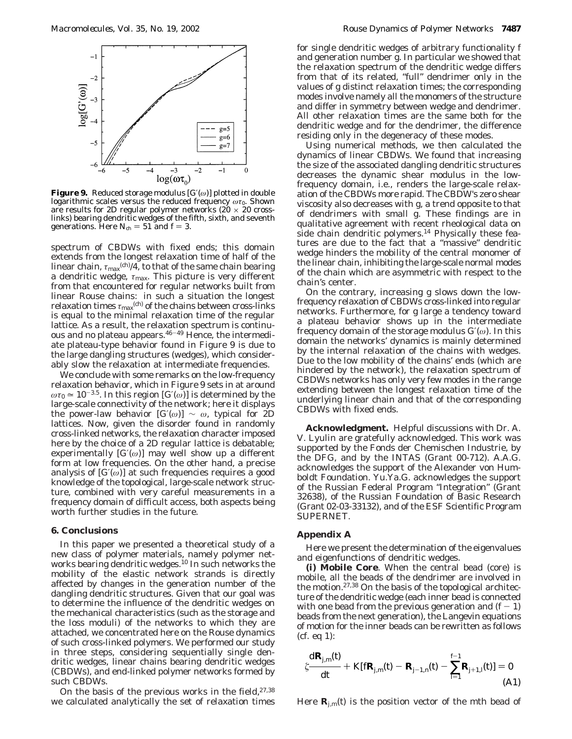log[G′(ω)]

−1

−2

−3

−4

−5

−6

−6 −5 −4 −3 −2 −1 0

log(ωτ₀)

g=5

g=6

g=7

**Figure 9.** Reduced storage modulus $[G'(\omega)]$ plotted in double logarithmic scales versus the reduced frequency $\omega\tau_0$. Shown are results for 2D regular polymer networks (20 × 20 cross-links) bearing dendritic wedges of the fifth, sixth, and seventh generations. Here $N_{ch} = 51$ and $f = 3$.

spectrum of CBDWs with fixed ends; this domain extends from the longest relaxation time of half of the linear chain, $\tau_{max}^{(ch)}/4$, to that of the same chain bearing a dendritic wedge, $\tau_{max}$. This picture is very different from that encountered for regular networks built from linear Rouse chains: in such a situation the longest relaxation times $\tau_{max}^{(ch)}$ of the chains between cross-links is equal to the minimal relaxation time of the regular lattice. As a result, the relaxation spectrum is continuous and no plateau appears.[46-49] Hence, the intermediate plateau-type behavior found in Figure 9 is due to the large dangling structures (wedges), which considerably slow the relaxation at intermediate frequencies.

We conclude with some remarks on the low-frequency relaxation behavior, which in Figure 9 sets in at around $\omega\tau_0 \simeq 10^{-3.5}$. In this region $[G'(\omega)]$ is determined by the large-scale connectivity of the network; here it displays the power-law behavior $[G'(\omega)] \sim \omega$, typical for 2D lattices. Now, given the disorder found in randomly cross-linked networks, the relaxation character imposed here by the choice of a 2D regular lattice is debatable; experimentally $[G'(\omega)]$ may well show up a different form at low frequencies. On the other hand, a precise analysis of $[G'(\omega)]$ at such frequencies requires a good knowledge of the topological, large-scale network structure, combined with very careful measurements in a frequency domain of difficult access, both aspects being worth further studies in the future.

## 6. Conclusions

In this paper we presented a theoretical study of a new class of polymer materials, namely polymer networks bearing dendritic wedges.[10] In such networks the mobility of the elastic network strands is directly affected by changes in the generation number of the dangling dendritic structures. Given that our goal was to determine the influence of the dendritic wedges on the mechanical characteristics (such as the storage and the loss moduli) of the networks to which they are attached, we concentrated here on the Rouse dynamics of such cross-linked polymers. We performed our study in three steps, considering sequentially single dendritic wedges, linear chains bearing dendritic wedges (CBDWs), and end-linked polymer networks formed by such CBDWs.

On the basis of the previous works in the field,[27,38] we calculated analytically the set of relaxation times for single dendritic wedges of arbitrary functionality $f$ and generation number $g$. In particular we showed that the relaxation spectrum of the dendritic wedge differs from that of its related, "full" dendrimer only in the values of $g$ distinct relaxation times; the corresponding modes involve namely all the monomers of the structure and differ in symmetry between wedge and dendrimer. All other relaxation times are the same both for the dendritic wedge and for the dendrimer, the difference residing only in the degeneracy of these modes.

Using numerical methods, we then calculated the dynamics of linear CBDWs. We found that increasing the size of the associated dangling dendritic structures decreases the dynamic shear modulus in the low-frequency domain, i.e., renders the large-scale relaxation of the CBDWs more rapid. The CBDW's zero shear viscosity also decreases with $g$, a trend opposite to that of dendrimers with small $g$. These findings are in qualitative agreement with recent rheological data on side chain dendritic polymers.[14] Physically these features are due to the fact that a "massive" dendritic wedge hinders the mobility of the central monomer of the linear chain, inhibiting the large-scale normal modes of the chain which are asymmetric with respect to the chain's center.

On the contrary, increasing $g$ slows down the low-frequency relaxation of CBDWs cross-linked into regular networks. Furthermore, for $g$ large a tendency toward a plateau behavior shows up in the intermediate frequency domain of the storage modulus $G'(\omega)$. In this domain the networks' dynamics is mainly determined by the internal relaxation of the chains with wedges. Due to the low mobility of the chains' ends (which are hindered by the network), the relaxation spectrum of CBDWs networks has only very few modes in the range extending between the longest relaxation time of the underlying linear chain and that of the corresponding CBDWs with fixed ends.

**Acknowledgment.** Helpful discussions with Dr. A. V. Lyulin are gratefully acknowledged. This work was supported by the Fonds der Chemischen Industrie, by the DFG, and by the INTAS (Grant 00-712). A.A.G. acknowledges the support of the Alexander von Humboldt Foundation. Yu.Ya.G. acknowledges the support of the Russian Federal Program "Integration" (Grant 32638), of the Russian Foundation of Basic Research (Grant 02-03-33132), and of the ESF Scientific Program SUPERNET.

## Appendix A

Here we present the determination of the eigenvalues and eigenfunctions of dendritic wedges.

**(i) Mobile Core**. When the central bead (core) is mobile, all the beads of the dendrimer are involved in the motion.[27,38] On the basis of the topological architecture of the dendritic wedge (each inner bead is connected with one bead from the previous generation and $(f-1)$ beads from the next generation), the Langevin equations of motion for the inner beads can be rewritten as follows (cf. eq 1):

$$\zeta \frac{d\mathbf{R}_{j,m}(t)}{dt} + K[f\mathbf{R}_{j,m}(t) - \mathbf{R}_{j-1,n}(t) - \sum_{l=1}^{f-1} \mathbf{R}_{j+1,l}(t)] = 0 \quad \text{(A1)}$$

Here $\mathbf{R}_{j,m}(t)$ is the position vector of the $m$th bead of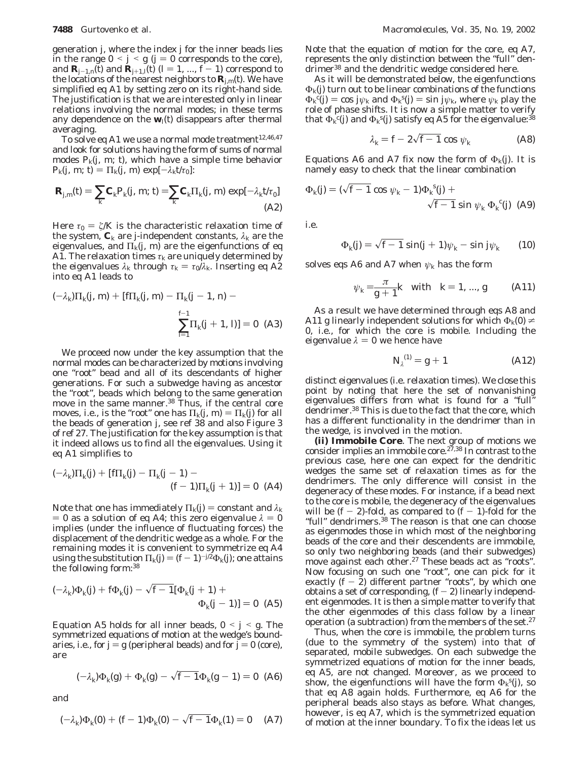generation $j$, where the index $j$ for the inner beads lies in the range $0 < j < g$ ($j = 0$ corresponds to the core), and $\mathbf{R}_{j-1,n}(t)$ and $\mathbf{R}_{j+1,l}(t)$ ($l = 1, ..., f - 1$) correspond to the locations of the nearest neighbors to $\mathbf{R}_{j,m}(t)$. We have simplified eq A1 by setting zero on its right-hand side. The justification is that we are interested only in linear relations involving the normal modes; in these terms any dependence on the $\mathbf{w}_l(t)$ disappears after thermal averaging.

To solve eq A1 we use a normal mode treatment[12,46,47] and look for solutions having the form of sums of normal modes $P_k(j, m; t)$, which have a simple time behavior $P_k(j, m; t) = \Pi_k(j, m) \exp[-\lambda_k t/\tau_0]$:

$$\mathbf{R}_{j,m}(t) = \sum_k \mathbf{C}_k P_k(j, m; t) = \sum_k \mathbf{C}_k \Pi_k(j, m) \exp[-\lambda_k t/\tau_0] \quad \text{(A2)}$$

Here $\tau_0 = \zeta/K$ is the characteristic relaxation time of the system, $\mathbf{C}_k$ are $j$-independent constants, $\lambda_k$ are the eigenvalues, and $\Pi_k(j, m)$ are the eigenfunctions of eq A1. The relaxation times $\tau_k$ are uniquely determined by the eigenvalues $\lambda_k$ through $\tau_k = \tau_0/\lambda_k$. Inserting eq A2 into eq A1 leads to

$$(-\lambda_k)\Pi_k(j, m) + [f\Pi_k(j, m) - \Pi_k(j - 1, n) - \sum_{l=1}^{f-1} \Pi_k(j + 1, l)] = 0 \quad \text{(A3)}$$

We proceed now under the key assumption that the normal modes can be characterized by motions involving one "root" bead and all of its descendants of higher generations. For such a subwedge having as ancestor the "root", beads which belong to the same generation move in the same manner.[38] Thus, if the central core moves, i.e., is the "root" one has $\Pi_k(j, m) = \Pi_k(j)$ for all the beads of generation $j$, see ref 38 and also Figure 3 of ref 27. The justification for the key assumption is that it indeed allows us to find all the eigenvalues. Using it eq A1 simplifies to

$$(-\lambda_k)\Pi_k(j) + [f\Pi_k(j) - \Pi_k(j - 1) - (f - 1)\Pi_k(j + 1)] = 0 \quad \text{(A4)}$$

Note that one has immediately $\Pi_k(j) =$ constant and $\lambda_k = 0$ as a solution of eq A4; this zero eigenvalue $\lambda = 0$ implies (under the influence of fluctuating forces) the displacement of the dendritic wedge as a whole. For the remaining modes it is convenient to symmetrize eq A4 using the substitution $\Pi_k(j) = (f - 1)^{-j/2}\Phi_k(j)$; one attains the following form:[38]

$$(-\lambda_k)\Phi_k(j) + f\Phi_k(j) - \sqrt{f-1}[\Phi_k(j + 1) + \Phi_k(j - 1)] = 0 \quad \text{(A5)}$$

Equation A5 holds for all inner beads, $0 < j < g$. The symmetrized equations of motion at the wedge's boundaries, i.e., for $j = g$ (peripheral beads) and for $j = 0$ (core), are

$$(-\lambda_k)\Phi_k(g) + \Phi_k(g) - \sqrt{f-1}\Phi_k(g - 1) = 0 \quad \text{(A6)}$$

and

$$(-\lambda_k)\Phi_k(0) + (f - 1)\Phi_k(0) - \sqrt{f-1}\Phi_k(1) = 0 \quad \text{(A7)}$$

Note that the equation of motion for the core, eq A7, represents the only distinction between the "full" dendrimer[38] and the dendritic wedge considered here.

As it will be demonstrated below, the eigenfunctions $\Phi_k(j)$ turn out to be linear combinations of the functions $\Phi_k^c(j) = \cos j\psi_k$ and $\Phi_k^s(j) = \sin j\psi_k$, where $\psi_k$ play the role of phase shifts. It is now a simple matter to verify that $\Phi_k^c(j)$ and $\Phi_k^s(j)$ satisfy eq A5 for the eigenvalue:[38]

$$\lambda_k = f - 2\sqrt{f-1} \cos \psi_k \quad \text{(A8)}$$

Equations A6 and A7 fix now the form of $\Phi_k(j)$. It is namely easy to check that the linear combination

$$\Phi_k(j) = (\sqrt{f-1} \cos \psi_k - 1)\Phi_k^s(j) + \sqrt{f-1} \sin \psi_k \, \Phi_k^c(j) \quad \text{(A9)}$$

i.e.

$$\Phi_k(j) = \sqrt{f-1} \sin(j + 1)\psi_k - \sin j\psi_k \quad \text{(10)}$$

solves eqs A6 and A7 when $\psi_k$ has the form

$$\psi_k = \frac{\pi}{g + 1}k \quad \text{with} \quad k = 1, ..., g \quad \text{(A11)}$$

As a result we have determined through eqs A8 and A11 $g$ linearly independent solutions for which $\Phi_k(0) \neq 0$, i.e., for which the core is mobile. Including the eigenvalue $\lambda = 0$ we hence have

$$N_\lambda^{(1)} = g + 1 \quad \text{(A12)}$$

distinct eigenvalues (i.e. relaxation times). We close this point by noting that here the set of nonvanishing eigenvalues differs from what is found for a "full" dendrimer.[38] This is due to the fact that the core, which has a different functionality in the dendrimer than in the wedge, is involved in the motion.

**(ii) Immobile Core**. The next group of motions we consider implies an immobile core.[27,38] In contrast to the previous case, here one can expect for the dendritic wedges the same set of relaxation times as for the dendrimers. The only difference will consist in the degeneracy of these modes. For instance, if a bead next to the core is mobile, the degeneracy of the eigenvalues will be $(f - 2)$-fold, as compared to $(f - 1)$-fold for the "full" dendrimers.[38] The reason is that one can choose as eigenmodes those in which most of the neighboring beads of the core and their descendents are immobile, so only two neighboring beads (and their subwedges) move against each other.[27] These beads act as "roots". Now focusing on such one "root", one can pick for it exactly $(f - 2)$ different partner "roots", by which one obtains a set of corresponding, $(f - 2)$ linearly independent eigenmodes. It is then a simple matter to verify that the other eigenmodes of this class follow by a linear operation (a subtraction) from the members of the set.[27]

Thus, when the core is immobile, the problem turns (due to the symmetry of the system) into that of separated, mobile subwedges. On each subwedge the symmetrized equations of motion for the inner beads, eq A5, are not changed. Moreover, as we proceed to show, the eigenfunctions will have the form $\Phi_k^s(j)$, so that eq A8 again holds. Furthermore, eq A6 for the peripheral beads also stays as before. What changes, however, is eq A7, which is the symmetrized equation of motion at the inner boundary. To fix the ideas let us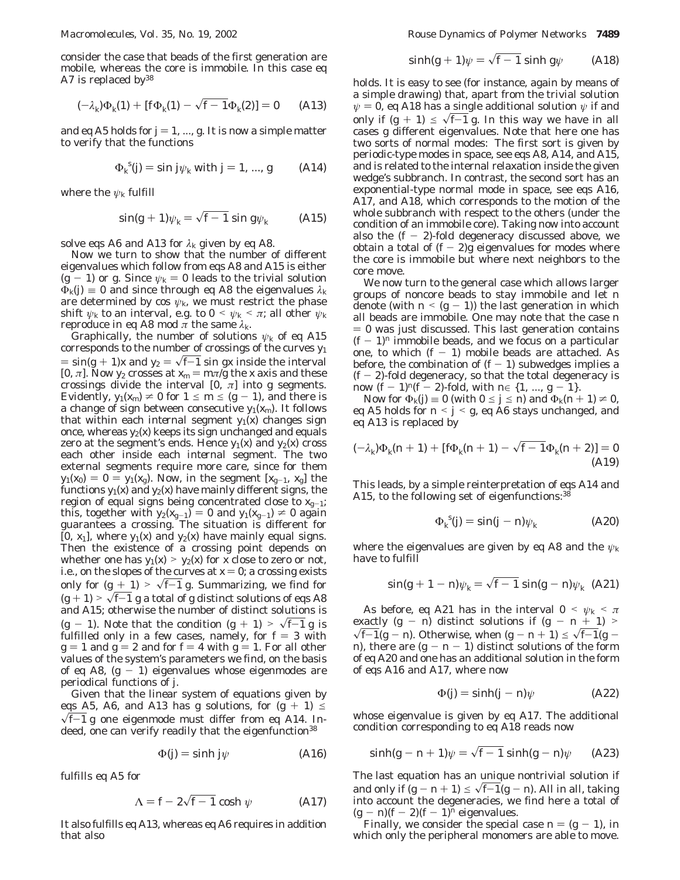consider the case that beads of the first generation are mobile, whereas the core is immobile. In this case eq A7 is replaced by[38]

$$(-\lambda_k)\Phi_k(1) + [f\Phi_k(1) - \sqrt{f-1}\,\Phi_k(2)] = 0 \qquad \text{(A13)}$$

and eq A5 holds for $j = 1, ..., g$. It is now a simple matter to verify that the functions

$$\Phi_k^{\,s}(j) = \sin j\psi_k \text{ with } j = 1, ..., g \qquad \text{(A14)}$$

where the $\psi_k$ fulfill

$$\sin(g+1)\psi_k = \sqrt{f-1}\,\sin g\psi_k \qquad \text{(A15)}$$

solve eqs A6 and A13 for $\lambda_k$ given by eq A8.

Now we turn to show that the number of different eigenvalues which follow from eqs A8 and A15 is either $(g-1)$ or $g$. Since $\psi_k = 0$ leads to the trivial solution $\Phi_k(j) \equiv 0$ and since through eq A8 the eigenvalues $\lambda_k$ are determined by $\cos \psi_k$, we must restrict the phase shift $\psi_k$ to an interval, e.g. to $0 < \psi_k < \pi$; all other $\psi_k$ reproduce in eq A8 mod $\pi$ the same $\lambda_k$.

Graphically, the number of solutions $\psi_k$ of eq A15 corresponds to the number of crossings of the curves $y_1 = \sin(g+1)x$ and $y_2 = \sqrt{f-1}\sin gx$ inside the interval $[0, \pi]$. Now $y_2$ crosses at $x_m = m\pi/g$ the $x$ axis and these crossings divide the interval $[0, \pi]$ into $g$ segments. Evidently, $y_1(x_m) \neq 0$ for $1 \leq m \leq (g-1)$, and there is a change of sign between consecutive $y_1(x_m)$. It follows that within each internal segment $y_1(x)$ changes sign once, whereas $y_2(x)$ keeps its sign unchanged and equals zero at the segment's ends. Hence $y_1(x)$ and $y_2(x)$ cross each other inside each internal segment. The two external segments require more care, since for them $y_1(x_0) = 0 = y_1(x_g)$. Now, in the segment $[x_{g-1}, x_g]$ the functions $y_1(x)$ and $y_2(x)$ have mainly different signs, the region of equal signs being concentrated close to $x_{g-1}$; this, together with $y_2(x_{g-1}) = 0$ and $y_1(x_{g-1}) \neq 0$ again guarantees a crossing. The situation is different for $[0, x_1]$, where $y_1(x)$ and $y_2(x)$ have mainly equal signs. Then the existence of a crossing point depends on whether one has $y_1(x) > y_2(x)$ for $x$ close to zero or not, i.e., on the slopes of the curves at $x = 0$; a crossing exists only for $(g+1) > \sqrt{f-1}\,g$. Summarizing, we find for $(g+1) > \sqrt{f-1}\,g$ a total of $g$ distinct solutions of eqs A8 and A15; otherwise the number of distinct solutions is $(g-1)$. Note that the condition $(g+1) > \sqrt{f-1}\,g$ is fulfilled only in a few cases, namely, for $f = 3$ with $g = 1$ and $g = 2$ and for $f = 4$ with $g = 1$. For all other values of the system's parameters we find, on the basis of eq A8, $(g-1)$ eigenvalues whose eigenmodes are periodical functions of $j$.

Given that the linear system of equations given by eqs A5, A6, and A13 has $g$ solutions, for $(g+1) \leq \sqrt{f-1}\,g$ one eigenmode must differ from eq A14. Indeed, one can verify readily that the eigenfunction[38]

$$\Phi(j) = \sinh j\psi \qquad \text{(A16)}$$

fulfills eq A5 for

$$\Lambda = f - 2\sqrt{f-1}\cosh \psi \qquad \text{(A17)}$$

It also fulfills eq A13, whereas eq A6 requires in addition that also

$$\sinh(g+1)\psi = \sqrt{f-1}\,\sinh g\psi \qquad \text{(A18)}$$

holds. It is easy to see (for instance, again by means of a simple drawing) that, apart from the trivial solution $\psi = 0$, eq A18 has a single additional solution $\psi$ if and only if $(g+1) \leq \sqrt{f-1}\,g$. In this way we have in all cases $g$ different eigenvalues. Note that here one has two sorts of normal modes: The first sort is given by periodic-type modes in space, see eqs A8, A14, and A15, and is related to the internal relaxation inside the given wedge's subbranch. In contrast, the second sort has an exponential-type normal mode in space, see eqs A16, A17, and A18, which corresponds to the motion of the whole subbranch with respect to the others (under the condition of an immobile core). Taking now into account also the $(f-2)$-fold degeneracy discussed above, we obtain a total of $(f-2)g$ eigenvalues for modes where the core is immobile but where next neighbors to the core move.

We now turn to the general case which allows larger groups of noncore beads to stay immobile and let $n$ denote (with $n < (g-1)$) the last generation in which all beads are immobile. One may note that the case $n = 0$ was just discussed. This last generation contains $(f-1)^n$ immobile beads, and we focus on a particular one, to which $(f-1)$ mobile beads are attached. As before, the combination of $(f-1)$ subwedges implies a $(f-2)$-fold degeneracy, so that the total degeneracy is now $(f-1)^n(f-2)$-fold, with $n \in \{1, ..., g-1\}$.

Now for $\Phi_k(j) \equiv 0$ (with $0 \leq j \leq n$) and $\Phi_k(n+1) \neq 0$, eq A5 holds for $n < j < g$, eq A6 stays unchanged, and eq A13 is replaced by

$$(-\lambda_k)\Phi_k(n+1) + [f\Phi_k(n+1) - \sqrt{f-1}\,\Phi_k(n+2)] = 0 \qquad \text{(A19)}$$

This leads, by a simple reinterpretation of eqs A14 and A15, to the following set of eigenfunctions:[38]

$$\Phi_k^{\,s}(j) = \sin(j-n)\psi_k \qquad \text{(A20)}$$

where the eigenvalues are given by eq A8 and the $\psi_k$ have to fulfill

$$\sin(g+1-n)\psi_k = \sqrt{f-1}\,\sin(g-n)\psi_k \qquad \text{(A21)}$$

As before, eq A21 has in the interval $0 < \psi_k < \pi$ exactly $(g-n)$ distinct solutions if $(g-n+1) > \sqrt{f-1}(g-n)$. Otherwise, when $(g-n+1) \leq \sqrt{f-1}(g-n)$, there are $(g-n-1)$ distinct solutions of the form of eq A20 and one has an additional solution in the form of eqs A16 and A17, where now

$$\Phi(j) = \sinh(j-n)\psi \qquad \text{(A22)}$$

whose eigenvalue is given by eq A17. The additional condition corresponding to eq A18 reads now

$$\sinh(g-n+1)\psi = \sqrt{f-1}\,\sinh(g-n)\psi \qquad \text{(A23)}$$

The last equation has an unique nontrivial solution if and only if $(g-n+1) \leq \sqrt{f-1}(g-n)$. All in all, taking into account the degeneracies, we find here a total of $(g-n)(f-2)(f-1)^n$ eigenvalues.

Finally, we consider the special case $n = (g-1)$, in which only the peripheral monomers are able to move.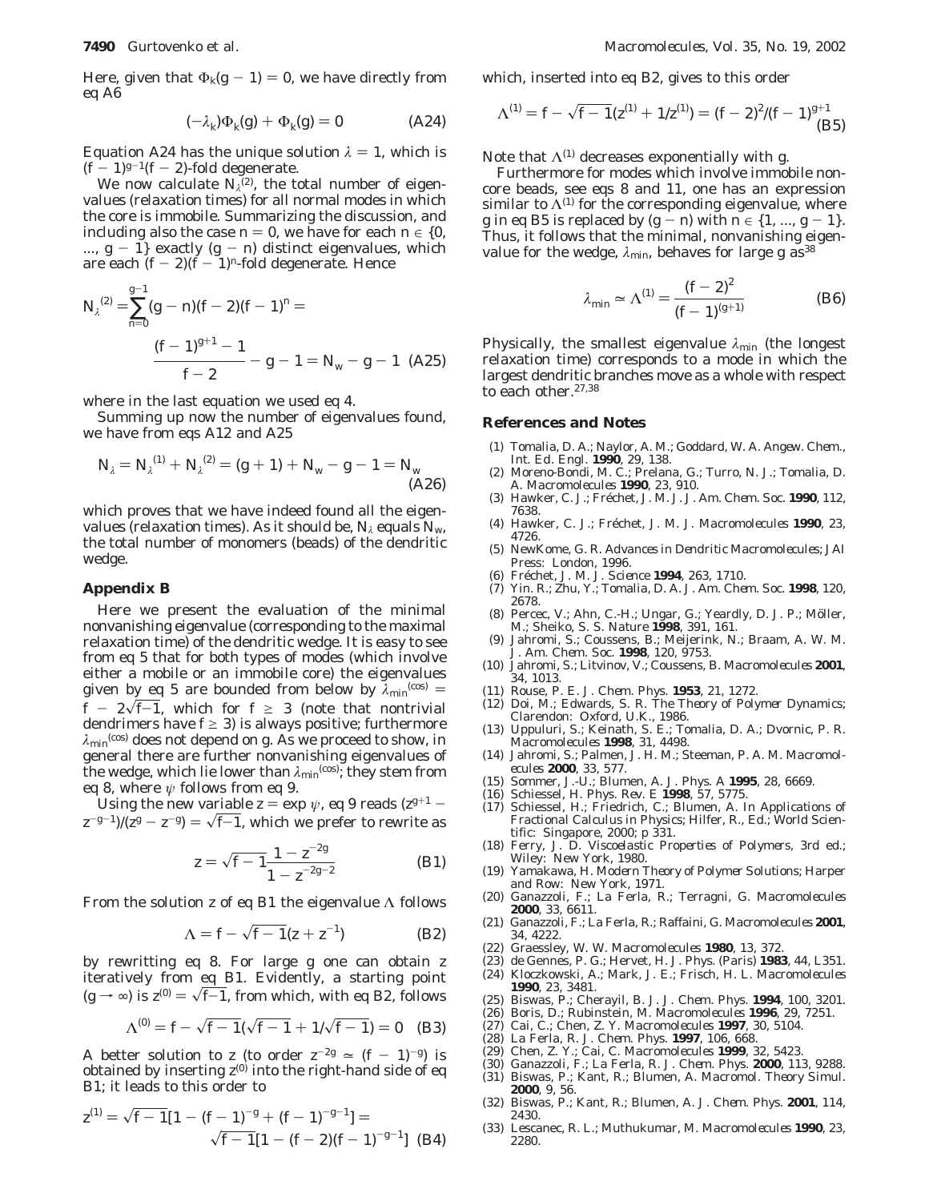Here, given that $\Phi_k(g-1) = 0$, we have directly from eq A6

$$(-\lambda_k)\Phi_k(g) + \Phi_k(g) = 0 \tag{A24}$$

Equation A24 has the unique solution $\lambda = 1$, which is $(f-1)^{g-1}(f-2)$-fold degenerate.

We now calculate $N_\lambda^{(2)}$, the total number of eigenvalues (relaxation times) for all normal modes in which the core is immobile. Summarizing the discussion, and including also the case $n = 0$, we have for each $n \in \{0, ..., g-1\}$ exactly $(g-n)$ distinct eigenvalues, which are each $(f-2)(f-1)^n$-fold degenerate. Hence

$$N_\lambda^{(2)} = \sum_{n=0}^{g-1} (g-n)(f-2)(f-1)^n = \frac{(f-1)^{g+1} - 1}{f-2} - g - 1 = N_w - g - 1 \tag{A25}$$

where in the last equation we used eq 4.

Summing up now the number of eigenvalues found, we have from eqs A12 and A25

$$N_\lambda = N_\lambda^{(1)} + N_\lambda^{(2)} = (g+1) + N_w - g - 1 = N_w \tag{A26}$$

which proves that we have indeed found all the eigenvalues (relaxation times). As it should be, $N_\lambda$ equals $N_w$, the total number of monomers (beads) of the dendritic wedge.

## Appendix B

Here we present the evaluation of the minimal nonvanishing eigenvalue (corresponding to the maximal relaxation time) of the dendritic wedge. It is easy to see from eq 5 that for both types of modes (which involve either a mobile or an immobile core) the eigenvalues given by eq 5 are bounded from below by $\lambda_{min}^{(cos)} = f - 2\sqrt{f-1}$, which for $f \geq 3$ (note that nontrivial dendrimers have $f \geq 3$) is always positive; furthermore $\lambda_{min}^{(cos)}$ does not depend on $g$. As we proceed to show, in general there are further nonvanishing eigenvalues of the wedge, which lie lower than $\lambda_{min}^{(cos)}$; they stem from eq 8, where $\psi$ follows from eq 9.

Using the new variable $z = \exp\psi$, eq 9 reads $(z^{g+1} - z^{-g-1})/(z^g - z^{-g}) = \sqrt{f-1}$, which we prefer to rewrite as

$$z = \sqrt{f-1}\,\frac{1 - z^{-2g}}{1 - z^{-2g-2}} \tag{B1}$$

From the solution $z$ of eq B1 the eigenvalue $\Lambda$ follows

$$\Lambda = f - \sqrt{f-1}(z + z^{-1}) \tag{B2}$$

by rewritting eq 8. For large $g$ one can obtain $z$ iteratively from eq B1. Evidently, a starting point $(g \to \infty)$ is $z^{(0)} = \sqrt{f-1}$, from which, with eq B2, follows

$$\Lambda^{(0)} = f - \sqrt{f-1}(\sqrt{f-1} + 1/\sqrt{f-1}) = 0 \tag{B3}$$

A better solution to $z$ (to order $z^{-2g} \simeq (f-1)^{-g}$) is obtained by inserting $z^{(0)}$ into the right-hand side of eq B1; it leads to this order to

$$z^{(1)} = \sqrt{f-1}[1 - (f-1)^{-g} + (f-1)^{-g-1}] = \sqrt{f-1}[1 - (f-2)(f-1)^{-g-1}] \tag{B4}$$

which, inserted into eq B2, gives to this order

$$\Lambda^{(1)} = f - \sqrt{f-1}(z^{(1)} + 1/z^{(1)}) = (f-2)^2/(f-1)^{g+1} \tag{B5}$$

Note that $\Lambda^{(1)}$ decreases exponentially with $g$.

Furthermore for modes which involve immobile noncore beads, see eqs 8 and 11, one has an expression similar to $\Lambda^{(1)}$ for the corresponding eigenvalue, where $g$ in eq B5 is replaced by $(g - n)$ with $n \in \{1, ..., g-1\}$. Thus, it follows that the minimal, nonvanishing eigenvalue for the wedge, $\lambda_{min}$, behaves for large $g$ as[38]

$$\lambda_{min} \simeq \Lambda^{(1)} = \frac{(f-2)^2}{(f-1)^{(g+1)}} \tag{B6}$$

Physically, the smallest eigenvalue $\lambda_{min}$ (the longest relaxation time) corresponds to a mode in which the largest dendritic branches move as a whole with respect to each other.[27,38]

## References and Notes

(1) Tomalia, D. A.; Naylor, A. M.; Goddard, W. A. *Angew. Chem., Int. Ed. Engl.* **1990**, 29, 138.
(2) Moreno-Bondi, M. C.; Prelana, G.; Turro, N. J.; Tomalia, D. A. *Macromolecules* **1990**, 23, 910.
(3) Hawker, C. J.; Fréchet, J. M. J. *J. Am. Chem. Soc.* **1990**, 112, 7638.
(4) Hawker, C. J.; Fréchet, J. M. J. *Macromolecules* **1990**, 23, 4726.
(5) NewKome, G. R. *Advances in Dendritic Macromolecules*; JAI Press: London, 1996.
(6) Fréchet, J. M. J. *Science* **1994**, 263, 1710.
(7) Yin. R.; Zhu, Y.; Tomalia, D. A. *J. Am. Chem. Soc.* **1998**, 120, 2678.
(8) Percec, V.; Ahn, C.-H.; Ungar, G.; Yeardly, D. J. P.; Möller, M.; Sheiko, S. S. *Nature* **1998**, 391, 161.
(9) Jahromi, S.; Coussens, B.; Meijerink, N.; Braam, A. W. M. *J. Am. Chem. Soc.* **1998**, 120, 9753.
(10) Jahromi, S.; Litvinov, V.; Coussens, B. *Macromolecules* **2001**, 34, 1013.
(11) Rouse, P. E. *J. Chem. Phys.* **1953**, 21, 1272.
(12) Doi, M.; Edwards, S. R. *The Theory of Polymer Dynamics*; Clarendon: Oxford, U.K., 1986.
(13) Uppuluri, S.; Keinath, S. E.; Tomalia, D. A.; Dvornic, P. R. *Macromolecules* **1998**, 31, 4498.
(14) Jahromi, S.; Palmen, J. H. M.; Steeman, P. A. M. *Macromolecules* **2000**, 33, 577.
(15) Sommer, J.-U.; Blumen, A. *J. Phys. A* **1995**, 28, 6669.
(16) Schiessel, H. *Phys. Rev. E* **1998**, 57, 5775.
(17) Schiessel, H.; Friedrich, C.; Blumen, A. In *Applications of Fractional Calculus in Physics*; Hilfer, R., Ed.; World Scientific: Singapore, 2000; p 331.
(18) Ferry, J. D. *Viscoelastic Properties of Polymers*, 3rd ed.; Wiley: New York, 1980.
(19) Yamakawa, H. *Modern Theory of Polymer Solutions*; Harper and Row: New York, 1971.
(20) Ganazzoli, F.; La Ferla, R.; Terragni, G. *Macromolecules* **2000**, 33, 6611.
(21) Ganazzoli, F.; La Ferla, R.; Raffaini, G. *Macromolecules* **2001**, 34, 4222.
(22) Graessley, W. W. *Macromolecules* **1980**, 13, 372.
(23) de Gennes, P. G.; Hervet, H. *J. Phys. (Paris)* **1983**, 44, L351.
(24) Kloczkowski, A.; Mark, J. E.; Frisch, H. L. *Macromolecules* **1990**, 23, 3481.
(25) Biswas, P.; Cherayil, B. J. *J. Chem. Phys.* **1994**, 100, 3201.
(26) Boris, D.; Rubinstein, M. *Macromolecules* **1996**, 29, 7251.
(27) Cai, C.; Chen, Z. Y. *Macromolecules* **1997**, 30, 5104.
(28) La Ferla, R. *J. Chem. Phys.* **1997**, 106, 668.
(29) Chen, Z. Y.; Cai, C. *Macromolecules* **1999**, 32, 5423.
(30) Ganazzoli, F.; La Ferla, R. *J. Chem. Phys.* **2000**, 113, 9288.
(31) Biswas, P.; Kant, R.; Blumen, A. *Macromol. Theory Simul.* **2000**, 9, 56.
(32) Biswas, P.; Kant, R.; Blumen, A. *J. Chem. Phys.* **2001**, 114, 2430.
(33) Lescanec, R. L.; Muthukumar, M. *Macromolecules* **1990**, 23, 2280.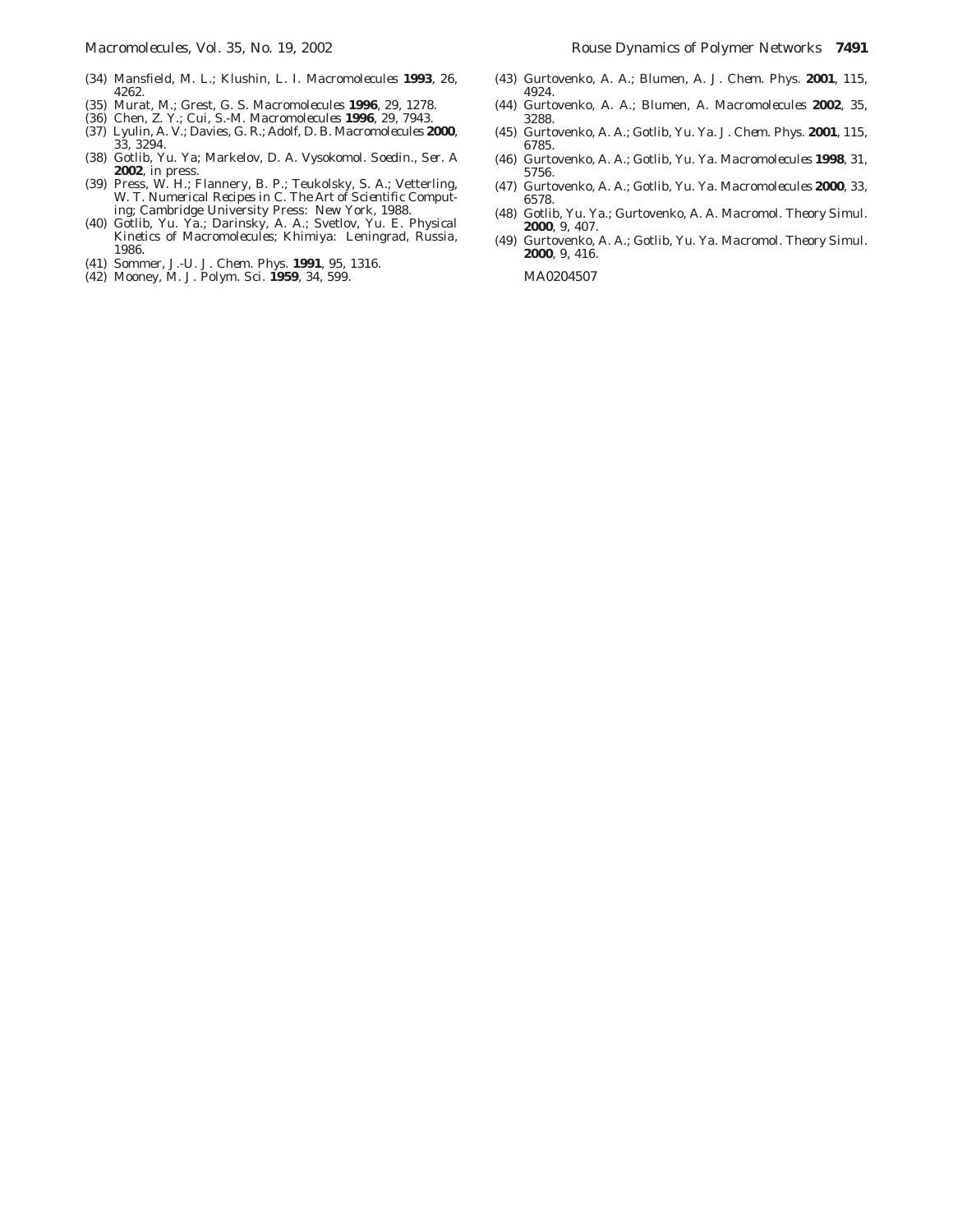(34) Mansfield, M. L.; Klushin, L. I. *Macromolecules* **1993**, 26, 4262.

(35) Murat, M.; Grest, G. S. *Macromolecules* **1996**, 29, 1278.

(36) Chen, Z. Y.; Cui, S.-M. *Macromolecules* **1996**, 29, 7943.

(37) Lyulin, A. V.; Davies, G. R.; Adolf, D. B. *Macromolecules* **2000**, 33, 3294.

(38) Gotlib, Yu. Ya; Markelov, D. A. *Vysokomol. Soedin., Ser. A* **2002**, in press.

(39) Press, W. H.; Flannery, B. P.; Teukolsky, S. A.; Vetterling, W. T. *Numerical Recipes in C. The Art of Scientific Computing*; Cambridge University Press: New York, 1988.

(40) Gotlib, Yu. Ya.; Darinsky, A. A.; Svetlov, Yu. E. *Physical Kinetics of Macromolecules*; Khimiya: Leningrad, Russia, 1986.

(41) Sommer, J.-U. *J. Chem. Phys.* **1991**, 95, 1316.

(42) Mooney, M. *J. Polym. Sci.* **1959**, 34, 599.

(43) Gurtovenko, A. A.; Blumen, A. *J. Chem. Phys.* **2001**, 115, 4924.

(44) Gurtovenko, A. A.; Blumen, A. *Macromolecules* **2002**, 35, 3288.

(45) Gurtovenko, A. A.; Gotlib, Yu. Ya. *J. Chem. Phys.* **2001**, 115, 6785.

(46) Gurtovenko, A. A.; Gotlib, Yu. Ya. *Macromolecules* **1998**, 31, 5756.

(47) Gurtovenko, A. A.; Gotlib, Yu. Ya. *Macromolecules* **2000**, 33, 6578.

(48) Gotlib, Yu. Ya.; Gurtovenko, A. A. *Macromol. Theory Simul.* **2000**, 9, 407.

(49) Gurtovenko, A. A.; Gotlib, Yu. Ya. *Macromol. Theory Simul.* **2000**, 9, 416.

MA0204507